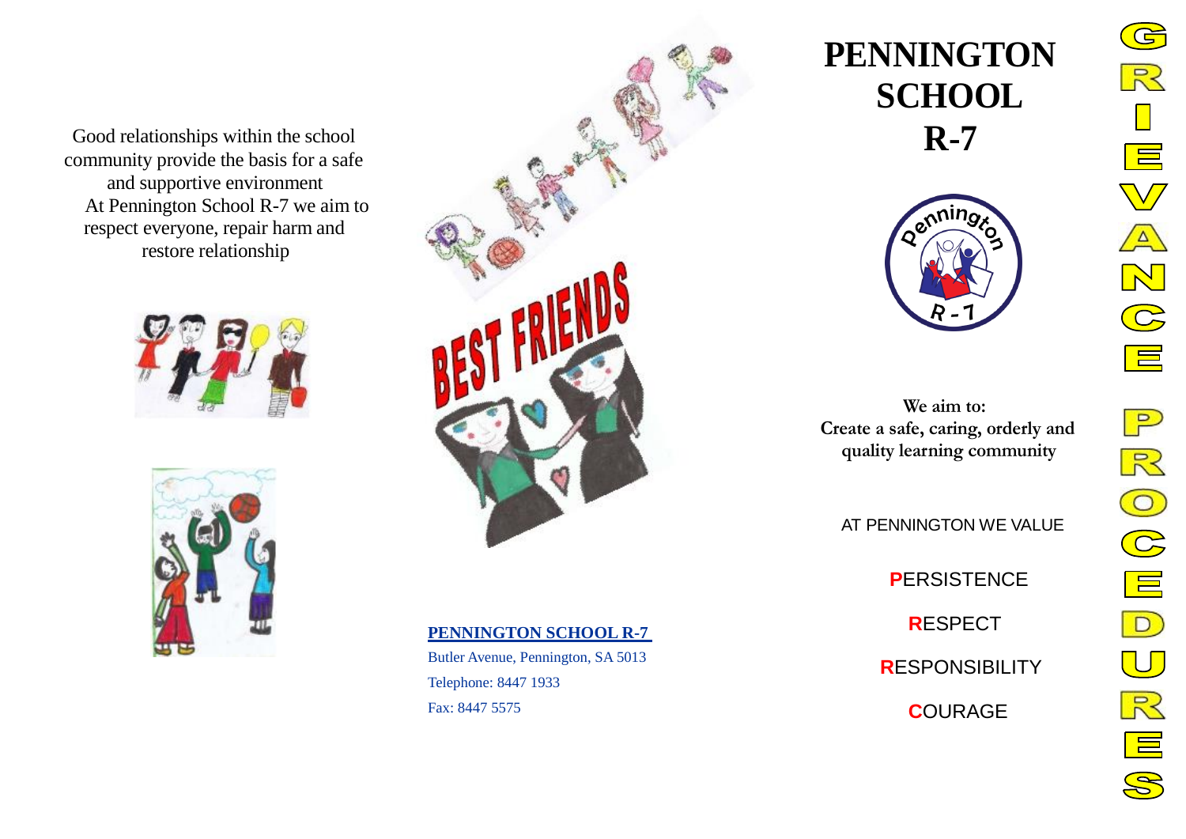Good relationships within the school community provide the basis for a safe and supportive environment
At Pennington School R-7 we aim to respect everyone, repair harm and restore relationship

BEST FRIENDS

**PENNINGTON SCHOOL R-7**

Butler Avenue, Pennington, SA 5013

Telephone: 8447 1933

Fax: 8447 5575

# PENNINGTON SCHOOL R-7

**We aim to:**
**Create a safe, caring, orderly and quality learning community**

AT PENNINGTON WE VALUE

**P**ERSISTENCE

**R**ESPECT

**R**ESPONSIBILITY

**C**OURAGE

# GRIEVANCE PROCEDURES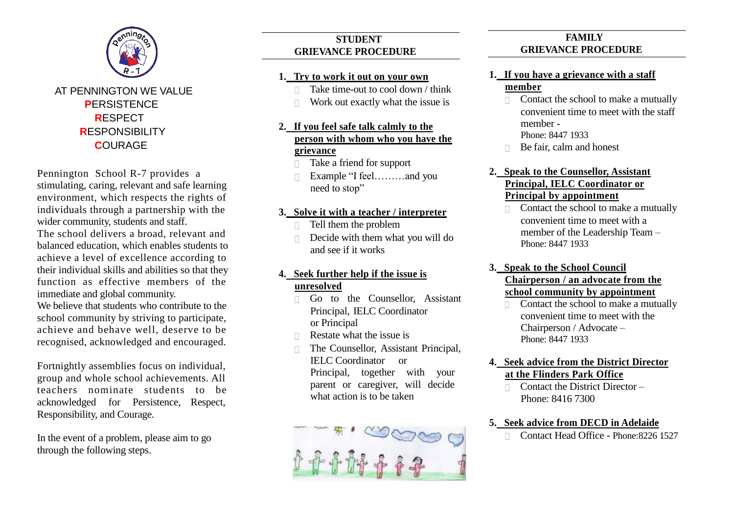AT PENNINGTON WE VALUE

**P**ERSISTENCE
**R**ESPECT
**R**ESPONSIBILITY
**C**OURAGE

Pennington School R-7 provides a stimulating, caring, relevant and safe learning environment, which respects the rights of individuals through a partnership with the wider community, students and staff.
The school delivers a broad, relevant and balanced education, which enables students to achieve a level of excellence according to their individual skills and abilities so that they function as effective members of the immediate and global community.
We believe that students who contribute to the school community by striving to participate, achieve and behave well, deserve to be recognised, acknowledged and encouraged.

Fortnightly assemblies focus on individual, group and whole school achievements. All teachers nominate students to be acknowledged for Persistence, Respect, Responsibility, and Courage.

In the event of a problem, please aim to go through the following steps.

## STUDENT GRIEVANCE PROCEDURE

1. **Try to work it out on your own**
   - Take time-out to cool down / think
   - Work out exactly what the issue is
2. **If you feel safe talk calmly to the person with whom who you have the grievance**
   - Take a friend for support
   - Example "I feel………and you need to stop"
3. **Solve it with a teacher / interpreter**
   - Tell them the problem
   - Decide with them what you will do and see if it works
4. **Seek further help if the issue is unresolved**
   - Go to the Counsellor, Assistant Principal, IELC Coordinator or Principal
   - Restate what the issue is
   - The Counsellor, Assistant Principal, IELC Coordinator or Principal, together with your parent or caregiver, will decide what action is to be taken

## FAMILY GRIEVANCE PROCEDURE

1. **If you have a grievance with a staff member**
   - Contact the school to make a mutually convenient time to meet with the staff member - Phone: 8447 1933
   - Be fair, calm and honest
2. **Speak to the Counsellor, Assistant Principal, IELC Coordinator or Principal by appointment**
   - Contact the school to make a mutually convenient time to meet with a member of the Leadership Team – Phone: 8447 1933
3. **Speak to the School Council Chairperson / an advocate from the school community by appointment**
   - Contact the school to make a mutually convenient time to meet with the Chairperson / Advocate – Phone: 8447 1933
4. **Seek advice from the District Director at the Flinders Park Office**
   - Contact the District Director – Phone: 8416 7300
5. **Seek advice from DECD in Adelaide**
   - Contact Head Office - Phone:8226 1527